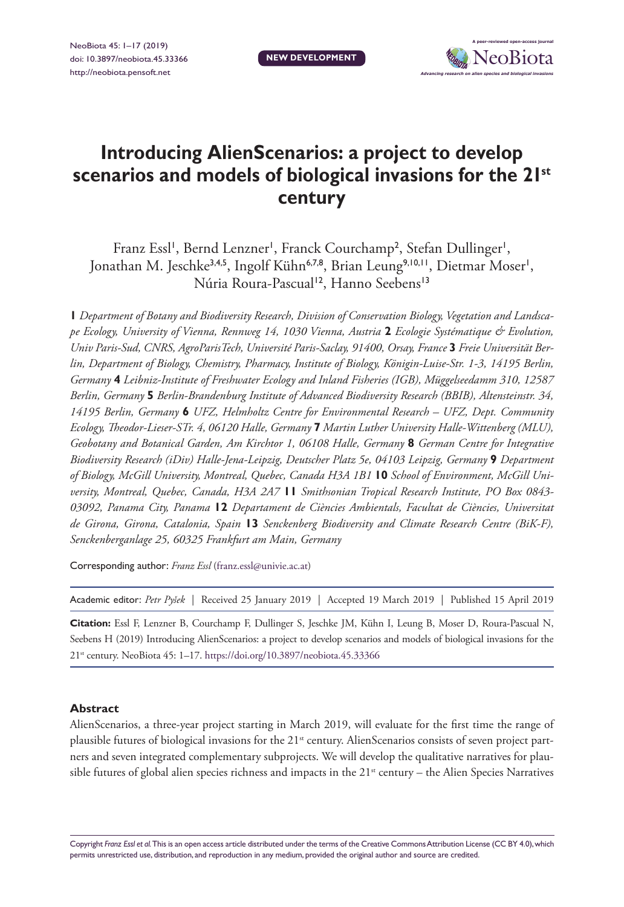# Introducing AlienScenarios: a project to develop scenarios and models of biological invasions for the 21st century

Franz Essl[1], Bernd Lenzner[1], Franck Courchamp[2], Stefan Dullinger[1], Jonathan M. Jeschke[3,4,5], Ingolf Kühn[6,7,8], Brian Leung[9,10,11], Dietmar Moser[1], Núria Roura-Pascual[12], Hanno Seebens[13]

**1** *Department of Botany and Biodiversity Research, Division of Conservation Biology, Vegetation and Landscape Ecology, University of Vienna, Rennweg 14, 1030 Vienna, Austria* **2** *Ecologie Systématique & Evolution, Univ Paris-Sud, CNRS, AgroParisTech, Université Paris-Saclay, 91400, Orsay, France* **3** *Freie Universität Berlin, Department of Biology, Chemistry, Pharmacy, Institute of Biology, Königin-Luise-Str. 1-3, 14195 Berlin, Germany* **4** *Leibniz-Institute of Freshwater Ecology and Inland Fisheries (IGB), Müggelseedamm 310, 12587 Berlin, Germany* **5** *Berlin-Brandenburg Institute of Advanced Biodiversity Research (BBIB), Altensteinstr. 34, 14195 Berlin, Germany* **6** *UFZ, Helmholtz Centre for Environmental Research – UFZ, Dept. Community Ecology, Theodor-Lieser-STr. 4, 06120 Halle, Germany* **7** *Martin Luther University Halle-Wittenberg (MLU), Geobotany and Botanical Garden, Am Kirchtor 1, 06108 Halle, Germany* **8** *German Centre for Integrative Biodiversity Research (iDiv) Halle-Jena-Leipzig, Deutscher Platz 5e, 04103 Leipzig, Germany* **9** *Department of Biology, McGill University, Montreal, Quebec, Canada H3A 1B1* **10** *School of Environment, McGill University, Montreal, Quebec, Canada, H3A 2A7* **11** *Smithsonian Tropical Research Institute, PO Box 0843-03092, Panama City, Panama* **12** *Departament de Ciències Ambientals, Facultat de Ciències, Universitat de Girona, Girona, Catalonia, Spain* **13** *Senckenberg Biodiversity and Climate Research Centre (BiK-F), Senckenberganlage 25, 60325 Frankfurt am Main, Germany*

Corresponding author: *Franz Essl* (franz.essl@univie.ac.at)

Academic editor: *Petr Pyšek* | Received 25 January 2019 | Accepted 19 March 2019 | Published 15 April 2019

**Citation:** Essl F, Lenzner B, Courchamp F, Dullinger S, Jeschke JM, Kühn I, Leung B, Moser D, Roura-Pascual N, Seebens H (2019) Introducing AlienScenarios: a project to develop scenarios and models of biological invasions for the 21st century. NeoBiota 45: 1–17. https://doi.org/10.3897/neobiota.45.33366

## Abstract

AlienScenarios, a three-year project starting in March 2019, will evaluate for the first time the range of plausible futures of biological invasions for the 21st century. AlienScenarios consists of seven project partners and seven integrated complementary subprojects. We will develop the qualitative narratives for plausible futures of global alien species richness and impacts in the 21st century – the Alien Species Narratives

Copyright *Franz Essl et al.* This is an open access article distributed under the terms of the Creative Commons Attribution License (CC BY 4.0), which permits unrestricted use, distribution, and reproduction in any medium, provided the original author and source are credited.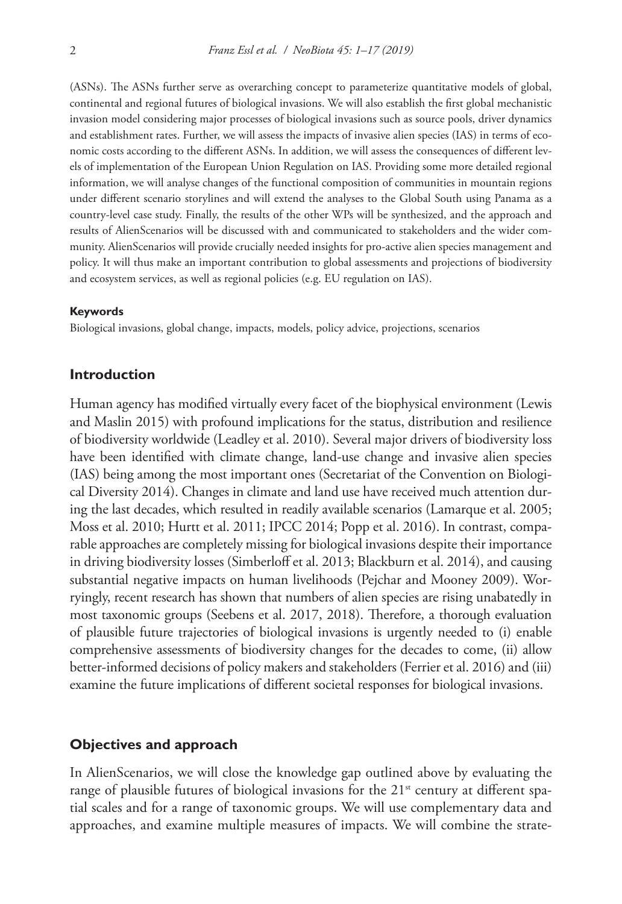(ASNs). The ASNs further serve as overarching concept to parameterize quantitative models of global, continental and regional futures of biological invasions. We will also establish the first global mechanistic invasion model considering major processes of biological invasions such as source pools, driver dynamics and establishment rates. Further, we will assess the impacts of invasive alien species (IAS) in terms of economic costs according to the different ASNs. In addition, we will assess the consequences of different levels of implementation of the European Union Regulation on IAS. Providing some more detailed regional information, we will analyse changes of the functional composition of communities in mountain regions under different scenario storylines and will extend the analyses to the Global South using Panama as a country-level case study. Finally, the results of the other WPs will be synthesized, and the approach and results of AlienScenarios will be discussed with and communicated to stakeholders and the wider community. AlienScenarios will provide crucially needed insights for pro-active alien species management and policy. It will thus make an important contribution to global assessments and projections of biodiversity and ecosystem services, as well as regional policies (e.g. EU regulation on IAS).

#### Keywords

Biological invasions, global change, impacts, models, policy advice, projections, scenarios

## Introduction

Human agency has modified virtually every facet of the biophysical environment (Lewis and Maslin 2015) with profound implications for the status, distribution and resilience of biodiversity worldwide (Leadley et al. 2010). Several major drivers of biodiversity loss have been identified with climate change, land-use change and invasive alien species (IAS) being among the most important ones (Secretariat of the Convention on Biological Diversity 2014). Changes in climate and land use have received much attention during the last decades, which resulted in readily available scenarios (Lamarque et al. 2005; Moss et al. 2010; Hurtt et al. 2011; IPCC 2014; Popp et al. 2016). In contrast, comparable approaches are completely missing for biological invasions despite their importance in driving biodiversity losses (Simberloff et al. 2013; Blackburn et al. 2014), and causing substantial negative impacts on human livelihoods (Pejchar and Mooney 2009). Worryingly, recent research has shown that numbers of alien species are rising unabatedly in most taxonomic groups (Seebens et al. 2017, 2018). Therefore, a thorough evaluation of plausible future trajectories of biological invasions is urgently needed to (i) enable comprehensive assessments of biodiversity changes for the decades to come, (ii) allow better-informed decisions of policy makers and stakeholders (Ferrier et al. 2016) and (iii) examine the future implications of different societal responses for biological invasions.

## Objectives and approach

In AlienScenarios, we will close the knowledge gap outlined above by evaluating the range of plausible futures of biological invasions for the 21[st] century at different spatial scales and for a range of taxonomic groups. We will use complementary data and approaches, and examine multiple measures of impacts. We will combine the strate-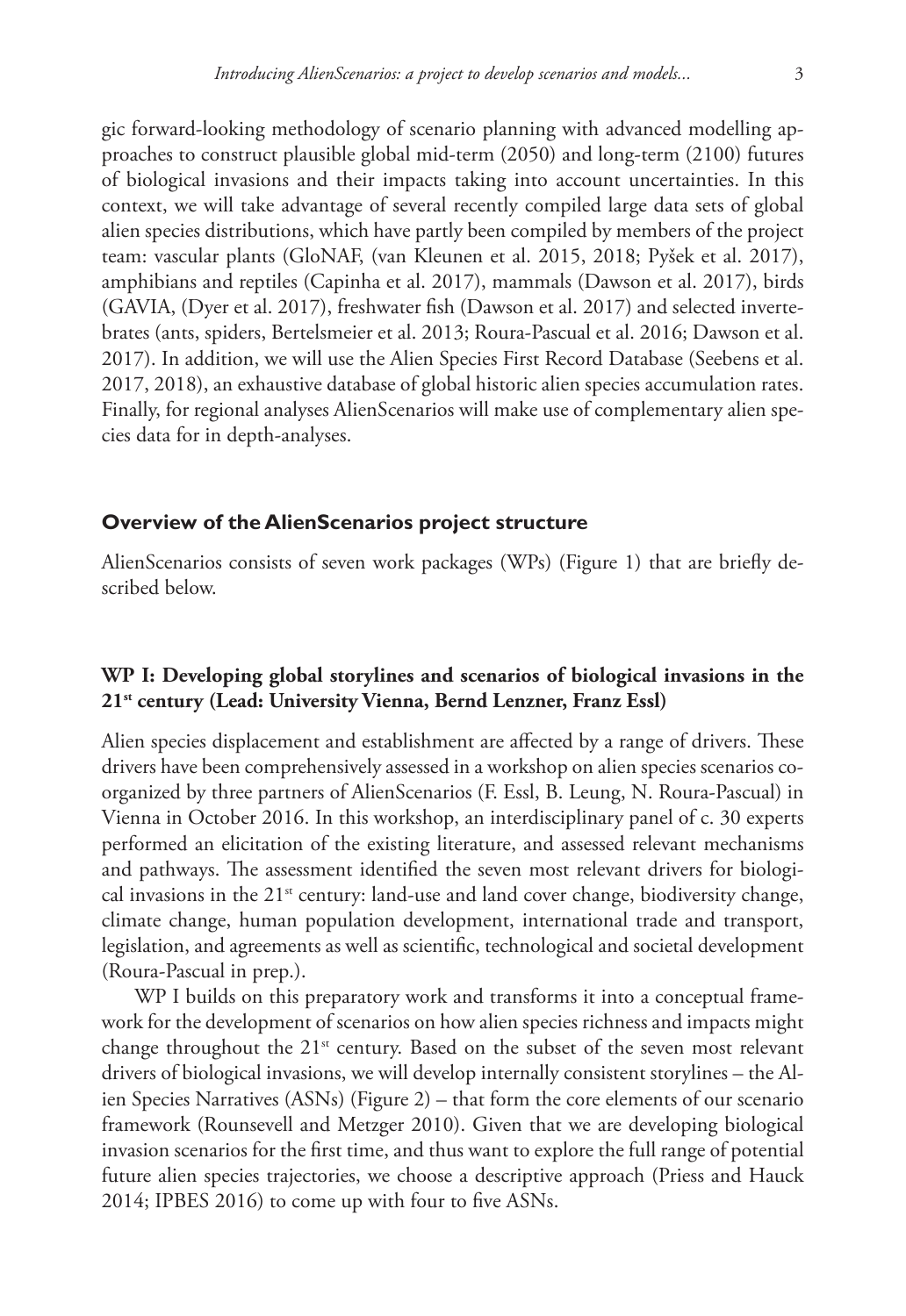gic forward-looking methodology of scenario planning with advanced modelling approaches to construct plausible global mid-term (2050) and long-term (2100) futures of biological invasions and their impacts taking into account uncertainties. In this context, we will take advantage of several recently compiled large data sets of global alien species distributions, which have partly been compiled by members of the project team: vascular plants (GloNAF, (van Kleunen et al. 2015, 2018; Pyšek et al. 2017), amphibians and reptiles (Capinha et al. 2017), mammals (Dawson et al. 2017), birds (GAVIA, (Dyer et al. 2017), freshwater fish (Dawson et al. 2017) and selected invertebrates (ants, spiders, Bertelsmeier et al. 2013; Roura-Pascual et al. 2016; Dawson et al. 2017). In addition, we will use the Alien Species First Record Database (Seebens et al. 2017, 2018), an exhaustive database of global historic alien species accumulation rates. Finally, for regional analyses AlienScenarios will make use of complementary alien species data for in depth-analyses.

## Overview of the AlienScenarios project structure

AlienScenarios consists of seven work packages (WPs) (Figure 1) that are briefly described below.

### WP I: Developing global storylines and scenarios of biological invasions in the 21st century (Lead: University Vienna, Bernd Lenzner, Franz Essl)

Alien species displacement and establishment are affected by a range of drivers. These drivers have been comprehensively assessed in a workshop on alien species scenarios co-organized by three partners of AlienScenarios (F. Essl, B. Leung, N. Roura-Pascual) in Vienna in October 2016. In this workshop, an interdisciplinary panel of c. 30 experts performed an elicitation of the existing literature, and assessed relevant mechanisms and pathways. The assessment identified the seven most relevant drivers for biological invasions in the 21st century: land-use and land cover change, biodiversity change, climate change, human population development, international trade and transport, legislation, and agreements as well as scientific, technological and societal development (Roura-Pascual in prep.).

WP I builds on this preparatory work and transforms it into a conceptual framework for the development of scenarios on how alien species richness and impacts might change throughout the 21st century. Based on the subset of the seven most relevant drivers of biological invasions, we will develop internally consistent storylines – the Alien Species Narratives (ASNs) (Figure 2) – that form the core elements of our scenario framework (Rounsevell and Metzger 2010). Given that we are developing biological invasion scenarios for the first time, and thus want to explore the full range of potential future alien species trajectories, we choose a descriptive approach (Priess and Hauck 2014; IPBES 2016) to come up with four to five ASNs.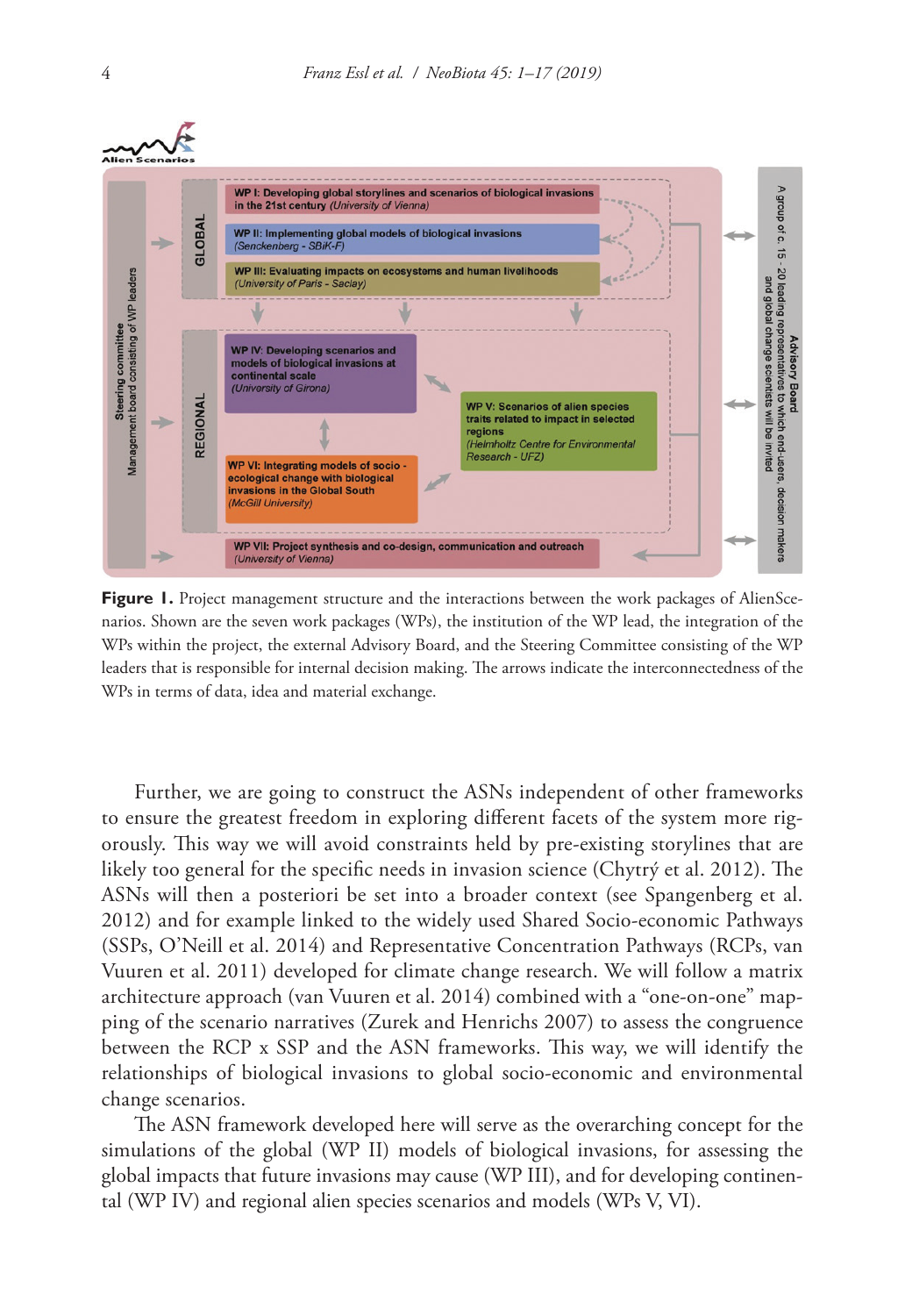**Figure 1.** Project management structure and the interactions between the work packages of AlienScenarios. Shown are the seven work packages (WPs), the institution of the WP lead, the integration of the WPs within the project, the external Advisory Board, and the Steering Committee consisting of the WP leaders that is responsible for internal decision making. The arrows indicate the interconnectedness of the WPs in terms of data, idea and material exchange.

Further, we are going to construct the ASNs independent of other frameworks to ensure the greatest freedom in exploring different facets of the system more rigorously. This way we will avoid constraints held by pre-existing storylines that are likely too general for the specific needs in invasion science (Chytrý et al. 2012). The ASNs will then a posteriori be set into a broader context (see Spangenberg et al. 2012) and for example linked to the widely used Shared Socio-economic Pathways (SSPs, O'Neill et al. 2014) and Representative Concentration Pathways (RCPs, van Vuuren et al. 2011) developed for climate change research. We will follow a matrix architecture approach (van Vuuren et al. 2014) combined with a "one-on-one" mapping of the scenario narratives (Zurek and Henrichs 2007) to assess the congruence between the RCP x SSP and the ASN frameworks. This way, we will identify the relationships of biological invasions to global socio-economic and environmental change scenarios.

The ASN framework developed here will serve as the overarching concept for the simulations of the global (WP II) models of biological invasions, for assessing the global impacts that future invasions may cause (WP III), and for developing continental (WP IV) and regional alien species scenarios and models (WPs V, VI).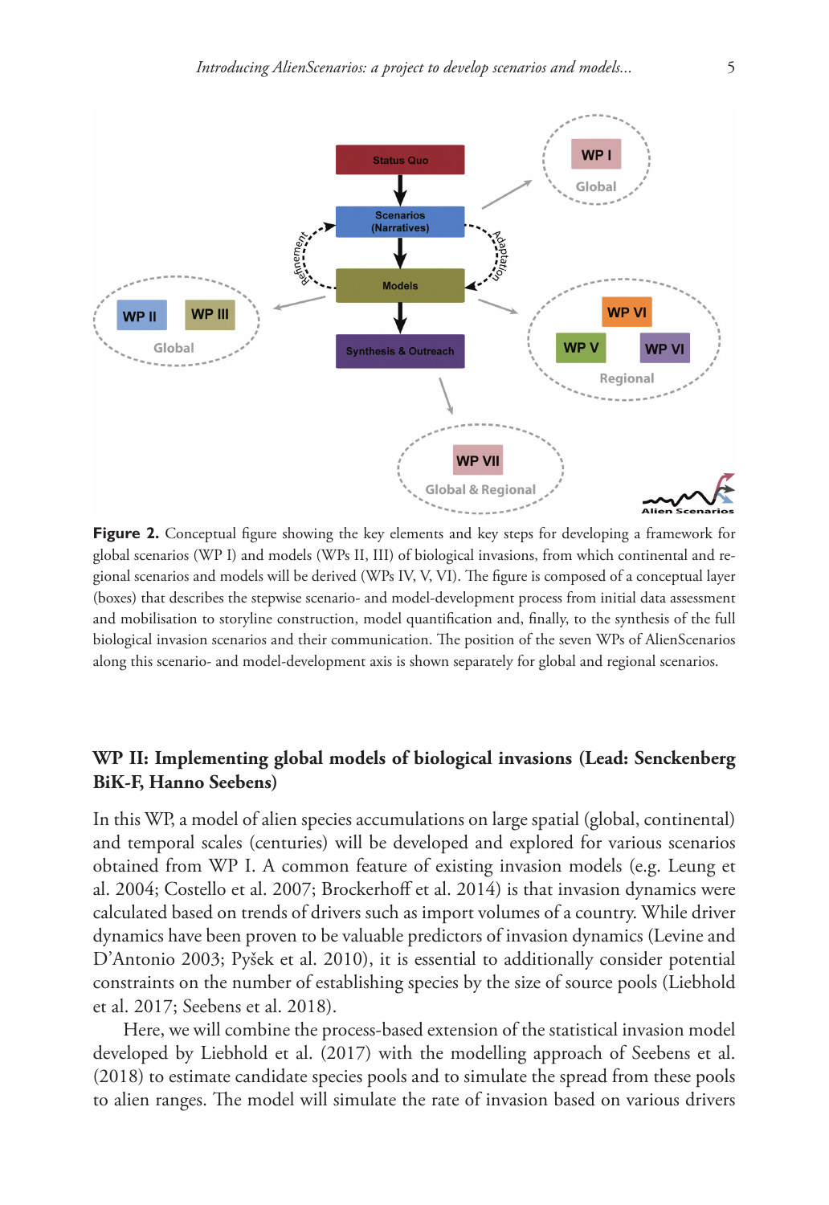**Figure 2.** Conceptual figure showing the key elements and key steps for developing a framework for global scenarios (WP I) and models (WPs II, III) of biological invasions, from which continental and regional scenarios and models will be derived (WPs IV, V, VI). The figure is composed of a conceptual layer (boxes) that describes the stepwise scenario- and model-development process from initial data assessment and mobilisation to storyline construction, model quantification and, finally, to the synthesis of the full biological invasion scenarios and their communication. The position of the seven WPs of AlienScenarios along this scenario- and model-development axis is shown separately for global and regional scenarios.

## WP II: Implementing global models of biological invasions (Lead: Senckenberg BiK-F, Hanno Seebens)

In this WP, a model of alien species accumulations on large spatial (global, continental) and temporal scales (centuries) will be developed and explored for various scenarios obtained from WP I. A common feature of existing invasion models (e.g. Leung et al. 2004; Costello et al. 2007; Brockerhoff et al. 2014) is that invasion dynamics were calculated based on trends of drivers such as import volumes of a country. While driver dynamics have been proven to be valuable predictors of invasion dynamics (Levine and D'Antonio 2003; Pyšek et al. 2010), it is essential to additionally consider potential constraints on the number of establishing species by the size of source pools (Liebhold et al. 2017; Seebens et al. 2018).

Here, we will combine the process-based extension of the statistical invasion model developed by Liebhold et al. (2017) with the modelling approach of Seebens et al. (2018) to estimate candidate species pools and to simulate the spread from these pools to alien ranges. The model will simulate the rate of invasion based on various drivers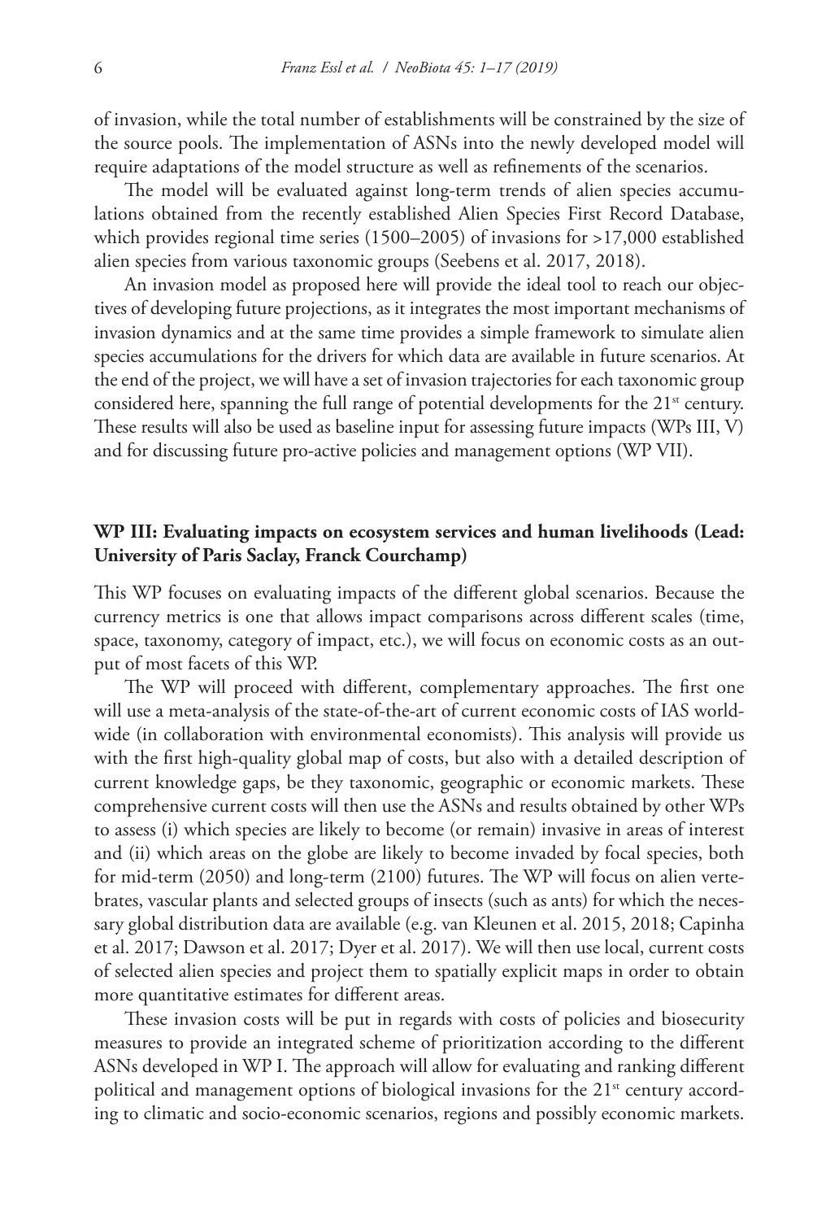of invasion, while the total number of establishments will be constrained by the size of the source pools. The implementation of ASNs into the newly developed model will require adaptations of the model structure as well as refinements of the scenarios.

The model will be evaluated against long-term trends of alien species accumulations obtained from the recently established Alien Species First Record Database, which provides regional time series (1500–2005) of invasions for >17,000 established alien species from various taxonomic groups (Seebens et al. 2017, 2018).

An invasion model as proposed here will provide the ideal tool to reach our objectives of developing future projections, as it integrates the most important mechanisms of invasion dynamics and at the same time provides a simple framework to simulate alien species accumulations for the drivers for which data are available in future scenarios. At the end of the project, we will have a set of invasion trajectories for each taxonomic group considered here, spanning the full range of potential developments for the 21st century. These results will also be used as baseline input for assessing future impacts (WPs III, V) and for discussing future pro-active policies and management options (WP VII).

### WP III: Evaluating impacts on ecosystem services and human livelihoods (Lead: University of Paris Saclay, Franck Courchamp)

This WP focuses on evaluating impacts of the different global scenarios. Because the currency metrics is one that allows impact comparisons across different scales (time, space, taxonomy, category of impact, etc.), we will focus on economic costs as an output of most facets of this WP.

The WP will proceed with different, complementary approaches. The first one will use a meta-analysis of the state-of-the-art of current economic costs of IAS worldwide (in collaboration with environmental economists). This analysis will provide us with the first high-quality global map of costs, but also with a detailed description of current knowledge gaps, be they taxonomic, geographic or economic markets. These comprehensive current costs will then use the ASNs and results obtained by other WPs to assess (i) which species are likely to become (or remain) invasive in areas of interest and (ii) which areas on the globe are likely to become invaded by focal species, both for mid-term (2050) and long-term (2100) futures. The WP will focus on alien vertebrates, vascular plants and selected groups of insects (such as ants) for which the necessary global distribution data are available (e.g. van Kleunen et al. 2015, 2018; Capinha et al. 2017; Dawson et al. 2017; Dyer et al. 2017). We will then use local, current costs of selected alien species and project them to spatially explicit maps in order to obtain more quantitative estimates for different areas.

These invasion costs will be put in regards with costs of policies and biosecurity measures to provide an integrated scheme of prioritization according to the different ASNs developed in WP I. The approach will allow for evaluating and ranking different political and management options of biological invasions for the 21st century according to climatic and socio-economic scenarios, regions and possibly economic markets.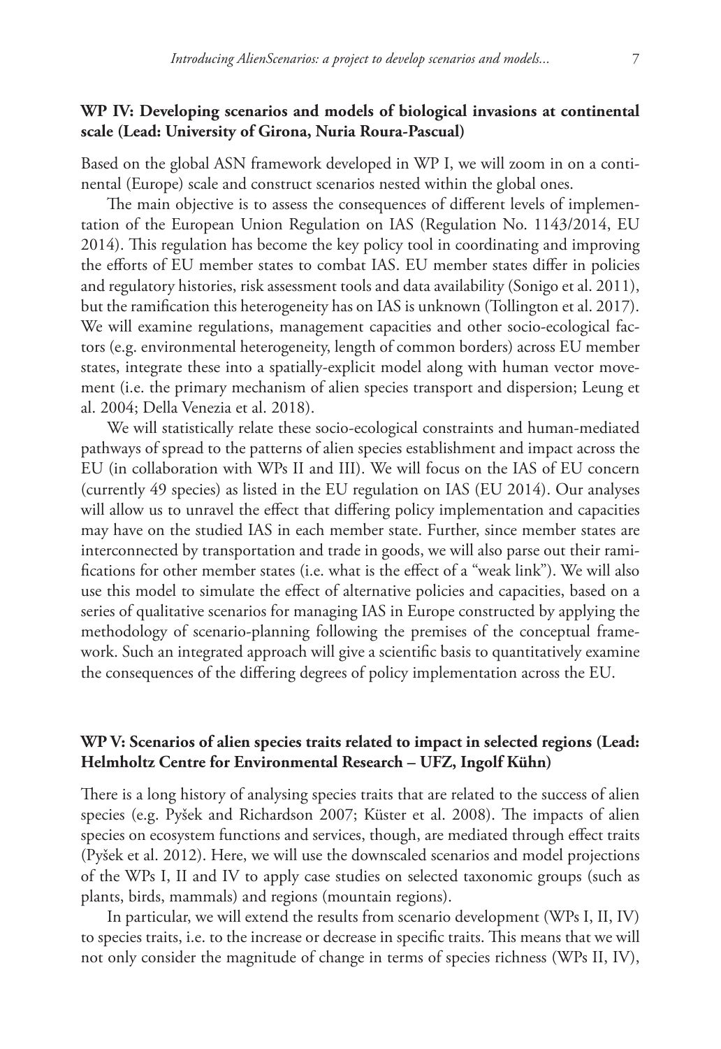### WP IV: Developing scenarios and models of biological invasions at continental scale (Lead: University of Girona, Nuria Roura-Pascual)

Based on the global ASN framework developed in WP I, we will zoom in on a continental (Europe) scale and construct scenarios nested within the global ones.

The main objective is to assess the consequences of different levels of implementation of the European Union Regulation on IAS (Regulation No. 1143/2014, EU 2014). This regulation has become the key policy tool in coordinating and improving the efforts of EU member states to combat IAS. EU member states differ in policies and regulatory histories, risk assessment tools and data availability (Sonigo et al. 2011), but the ramification this heterogeneity has on IAS is unknown (Tollington et al. 2017). We will examine regulations, management capacities and other socio-ecological factors (e.g. environmental heterogeneity, length of common borders) across EU member states, integrate these into a spatially-explicit model along with human vector movement (i.e. the primary mechanism of alien species transport and dispersion; Leung et al. 2004; Della Venezia et al. 2018).

We will statistically relate these socio-ecological constraints and human-mediated pathways of spread to the patterns of alien species establishment and impact across the EU (in collaboration with WPs II and III). We will focus on the IAS of EU concern (currently 49 species) as listed in the EU regulation on IAS (EU 2014). Our analyses will allow us to unravel the effect that differing policy implementation and capacities may have on the studied IAS in each member state. Further, since member states are interconnected by transportation and trade in goods, we will also parse out their ramifications for other member states (i.e. what is the effect of a "weak link"). We will also use this model to simulate the effect of alternative policies and capacities, based on a series of qualitative scenarios for managing IAS in Europe constructed by applying the methodology of scenario-planning following the premises of the conceptual framework. Such an integrated approach will give a scientific basis to quantitatively examine the consequences of the differing degrees of policy implementation across the EU.

### WP V: Scenarios of alien species traits related to impact in selected regions (Lead: Helmholtz Centre for Environmental Research – UFZ, Ingolf Kühn)

There is a long history of analysing species traits that are related to the success of alien species (e.g. Pyšek and Richardson 2007; Küster et al. 2008). The impacts of alien species on ecosystem functions and services, though, are mediated through effect traits (Pyšek et al. 2012). Here, we will use the downscaled scenarios and model projections of the WPs I, II and IV to apply case studies on selected taxonomic groups (such as plants, birds, mammals) and regions (mountain regions).

In particular, we will extend the results from scenario development (WPs I, II, IV) to species traits, i.e. to the increase or decrease in specific traits. This means that we will not only consider the magnitude of change in terms of species richness (WPs II, IV),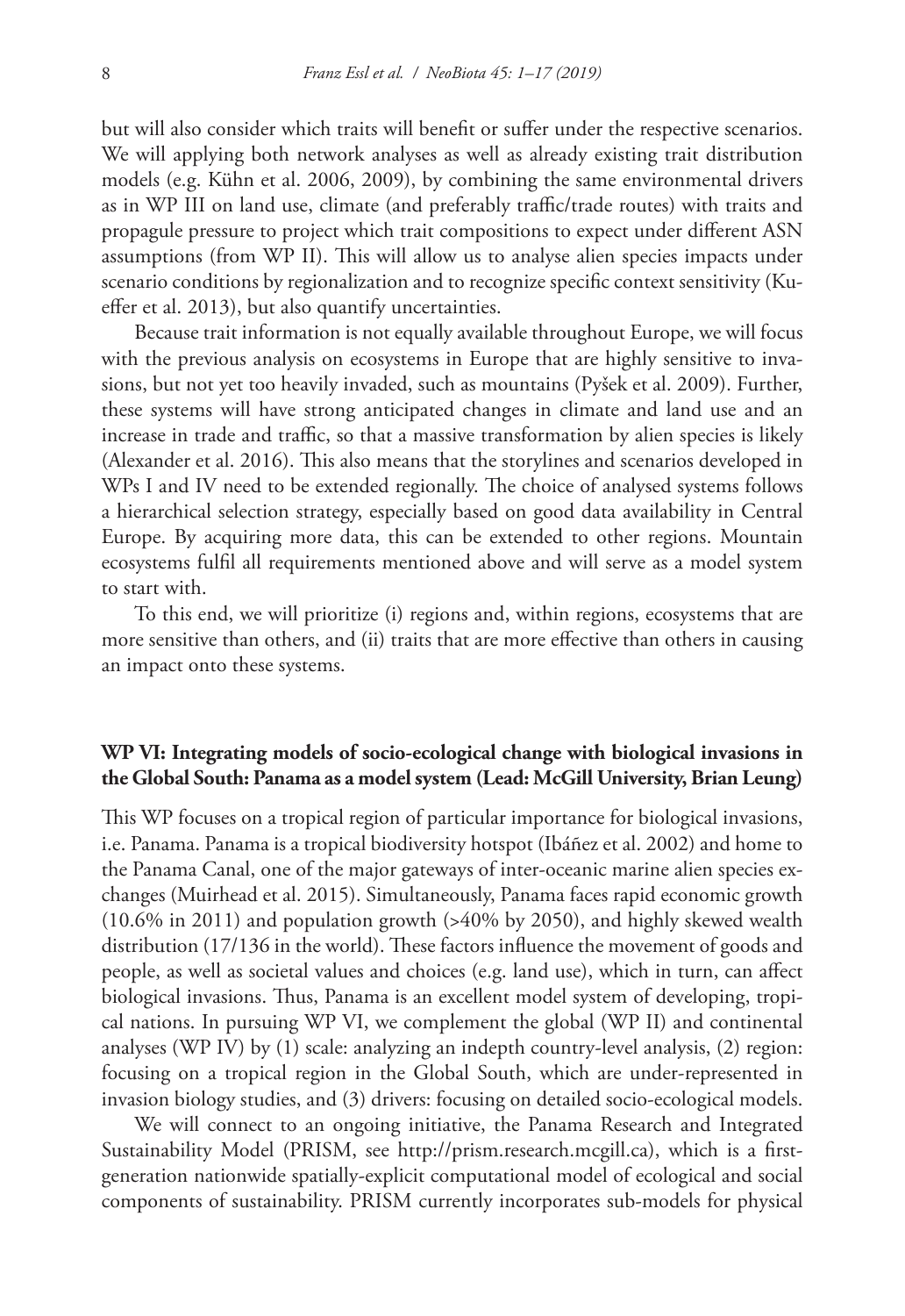but will also consider which traits will benefit or suffer under the respective scenarios. We will applying both network analyses as well as already existing trait distribution models (e.g. Kühn et al. 2006, 2009), by combining the same environmental drivers as in WP III on land use, climate (and preferably traffic/trade routes) with traits and propagule pressure to project which trait compositions to expect under different ASN assumptions (from WP II). This will allow us to analyse alien species impacts under scenario conditions by regionalization and to recognize specific context sensitivity (Kueffer et al. 2013), but also quantify uncertainties.

Because trait information is not equally available throughout Europe, we will focus with the previous analysis on ecosystems in Europe that are highly sensitive to invasions, but not yet too heavily invaded, such as mountains (Pyšek et al. 2009). Further, these systems will have strong anticipated changes in climate and land use and an increase in trade and traffic, so that a massive transformation by alien species is likely (Alexander et al. 2016). This also means that the storylines and scenarios developed in WPs I and IV need to be extended regionally. The choice of analysed systems follows a hierarchical selection strategy, especially based on good data availability in Central Europe. By acquiring more data, this can be extended to other regions. Mountain ecosystems fulfil all requirements mentioned above and will serve as a model system to start with.

To this end, we will prioritize (i) regions and, within regions, ecosystems that are more sensitive than others, and (ii) traits that are more effective than others in causing an impact onto these systems.

### WP VI: Integrating models of socio-ecological change with biological invasions in the Global South: Panama as a model system (Lead: McGill University, Brian Leung)

This WP focuses on a tropical region of particular importance for biological invasions, i.e. Panama. Panama is a tropical biodiversity hotspot (Ibáñez et al. 2002) and home to the Panama Canal, one of the major gateways of inter-oceanic marine alien species exchanges (Muirhead et al. 2015). Simultaneously, Panama faces rapid economic growth (10.6% in 2011) and population growth (>40% by 2050), and highly skewed wealth distribution (17/136 in the world). These factors influence the movement of goods and people, as well as societal values and choices (e.g. land use), which in turn, can affect biological invasions. Thus, Panama is an excellent model system of developing, tropical nations. In pursuing WP VI, we complement the global (WP II) and continental analyses (WP IV) by (1) scale: analyzing an indepth country-level analysis, (2) region: focusing on a tropical region in the Global South, which are under-represented in invasion biology studies, and (3) drivers: focusing on detailed socio-ecological models.

We will connect to an ongoing initiative, the Panama Research and Integrated Sustainability Model (PRISM, see http://prism.research.mcgill.ca), which is a first-generation nationwide spatially-explicit computational model of ecological and social components of sustainability. PRISM currently incorporates sub-models for physical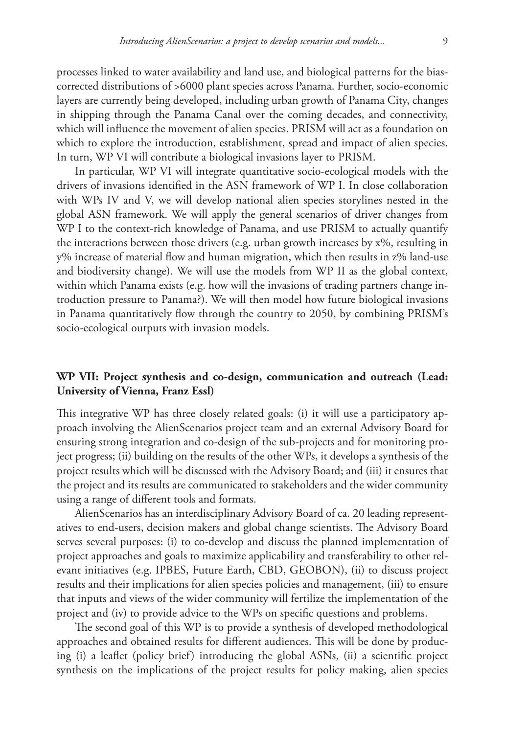processes linked to water availability and land use, and biological patterns for the bias-corrected distributions of >6000 plant species across Panama. Further, socio-economic layers are currently being developed, including urban growth of Panama City, changes in shipping through the Panama Canal over the coming decades, and connectivity, which will influence the movement of alien species. PRISM will act as a foundation on which to explore the introduction, establishment, spread and impact of alien species. In turn, WP VI will contribute a biological invasions layer to PRISM.

In particular, WP VI will integrate quantitative socio-ecological models with the drivers of invasions identified in the ASN framework of WP I. In close collaboration with WPs IV and V, we will develop national alien species storylines nested in the global ASN framework. We will apply the general scenarios of driver changes from WP I to the context-rich knowledge of Panama, and use PRISM to actually quantify the interactions between those drivers (e.g. urban growth increases by x%, resulting in y% increase of material flow and human migration, which then results in z% land-use and biodiversity change). We will use the models from WP II as the global context, within which Panama exists (e.g. how will the invasions of trading partners change introduction pressure to Panama?). We will then model how future biological invasions in Panama quantitatively flow through the country to 2050, by combining PRISM's socio-ecological outputs with invasion models.

### WP VII: Project synthesis and co-design, communication and outreach (Lead: University of Vienna, Franz Essl)

This integrative WP has three closely related goals: (i) it will use a participatory approach involving the AlienScenarios project team and an external Advisory Board for ensuring strong integration and co-design of the sub-projects and for monitoring project progress; (ii) building on the results of the other WPs, it develops a synthesis of the project results which will be discussed with the Advisory Board; and (iii) it ensures that the project and its results are communicated to stakeholders and the wider community using a range of different tools and formats.

AlienScenarios has an interdisciplinary Advisory Board of ca. 20 leading representatives to end-users, decision makers and global change scientists. The Advisory Board serves several purposes: (i) to co-develop and discuss the planned implementation of project approaches and goals to maximize applicability and transferability to other relevant initiatives (e.g. IPBES, Future Earth, CBD, GEOBON), (ii) to discuss project results and their implications for alien species policies and management, (iii) to ensure that inputs and views of the wider community will fertilize the implementation of the project and (iv) to provide advice to the WPs on specific questions and problems.

The second goal of this WP is to provide a synthesis of developed methodological approaches and obtained results for different audiences. This will be done by producing (i) a leaflet (policy brief) introducing the global ASNs, (ii) a scientific project synthesis on the implications of the project results for policy making, alien species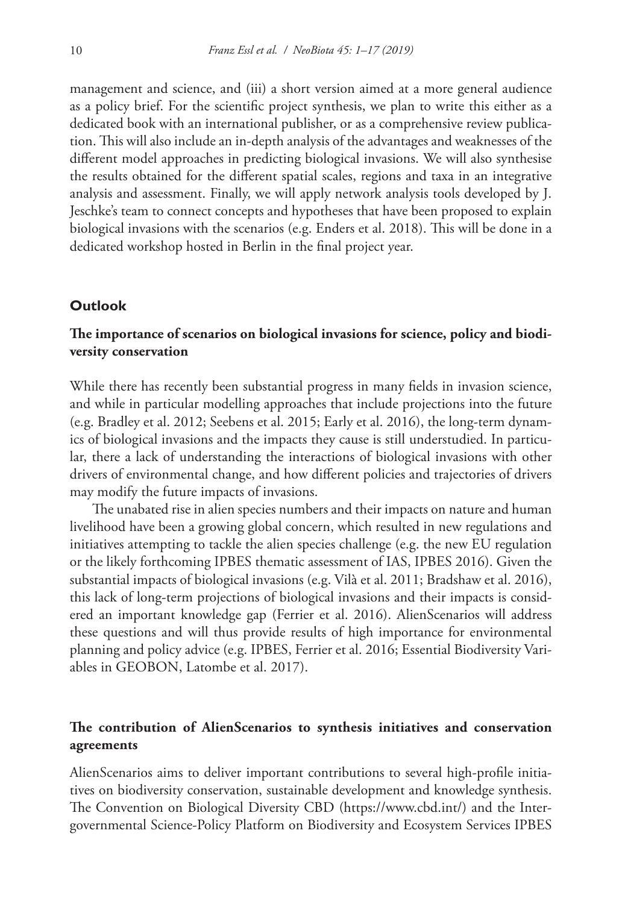management and science, and (iii) a short version aimed at a more general audience as a policy brief. For the scientific project synthesis, we plan to write this either as a dedicated book with an international publisher, or as a comprehensive review publication. This will also include an in-depth analysis of the advantages and weaknesses of the different model approaches in predicting biological invasions. We will also synthesise the results obtained for the different spatial scales, regions and taxa in an integrative analysis and assessment. Finally, we will apply network analysis tools developed by J. Jeschke's team to connect concepts and hypotheses that have been proposed to explain biological invasions with the scenarios (e.g. Enders et al. 2018). This will be done in a dedicated workshop hosted in Berlin in the final project year.

## Outlook

### The importance of scenarios on biological invasions for science, policy and biodiversity conservation

While there has recently been substantial progress in many fields in invasion science, and while in particular modelling approaches that include projections into the future (e.g. Bradley et al. 2012; Seebens et al. 2015; Early et al. 2016), the long-term dynamics of biological invasions and the impacts they cause is still understudied. In particular, there a lack of understanding the interactions of biological invasions with other drivers of environmental change, and how different policies and trajectories of drivers may modify the future impacts of invasions.

The unabated rise in alien species numbers and their impacts on nature and human livelihood have been a growing global concern, which resulted in new regulations and initiatives attempting to tackle the alien species challenge (e.g. the new EU regulation or the likely forthcoming IPBES thematic assessment of IAS, IPBES 2016). Given the substantial impacts of biological invasions (e.g. Vilà et al. 2011; Bradshaw et al. 2016), this lack of long-term projections of biological invasions and their impacts is considered an important knowledge gap (Ferrier et al. 2016). AlienScenarios will address these questions and will thus provide results of high importance for environmental planning and policy advice (e.g. IPBES, Ferrier et al. 2016; Essential Biodiversity Variables in GEOBON, Latombe et al. 2017).

### The contribution of AlienScenarios to synthesis initiatives and conservation agreements

AlienScenarios aims to deliver important contributions to several high-profile initiatives on biodiversity conservation, sustainable development and knowledge synthesis. The Convention on Biological Diversity CBD (https://www.cbd.int/) and the Intergovernmental Science-Policy Platform on Biodiversity and Ecosystem Services IPBES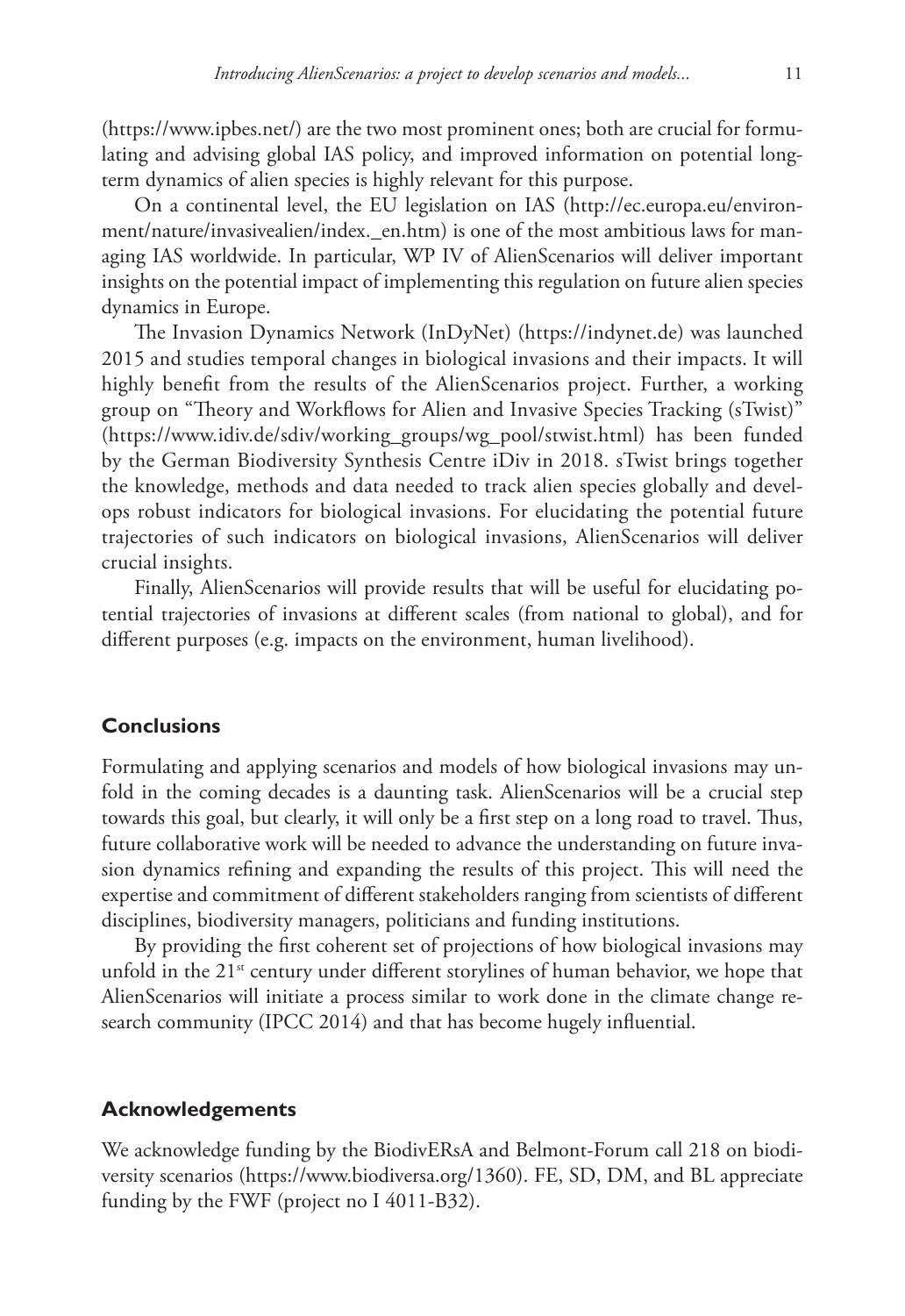(https://www.ipbes.net/) are the two most prominent ones; both are crucial for formulating and advising global IAS policy, and improved information on potential long-term dynamics of alien species is highly relevant for this purpose.

On a continental level, the EU legislation on IAS (http://ec.europa.eu/environment/nature/invasivealien/index._en.htm) is one of the most ambitious laws for managing IAS worldwide. In particular, WP IV of AlienScenarios will deliver important insights on the potential impact of implementing this regulation on future alien species dynamics in Europe.

The Invasion Dynamics Network (InDyNet) (https://indynet.de) was launched 2015 and studies temporal changes in biological invasions and their impacts. It will highly benefit from the results of the AlienScenarios project. Further, a working group on "Theory and Workflows for Alien and Invasive Species Tracking (sTwist)" (https://www.idiv.de/sdiv/working_groups/wg_pool/stwist.html) has been funded by the German Biodiversity Synthesis Centre iDiv in 2018. sTwist brings together the knowledge, methods and data needed to track alien species globally and develops robust indicators for biological invasions. For elucidating the potential future trajectories of such indicators on biological invasions, AlienScenarios will deliver crucial insights.

Finally, AlienScenarios will provide results that will be useful for elucidating potential trajectories of invasions at different scales (from national to global), and for different purposes (e.g. impacts on the environment, human livelihood).

## Conclusions

Formulating and applying scenarios and models of how biological invasions may unfold in the coming decades is a daunting task. AlienScenarios will be a crucial step towards this goal, but clearly, it will only be a first step on a long road to travel. Thus, future collaborative work will be needed to advance the understanding on future invasion dynamics refining and expanding the results of this project. This will need the expertise and commitment of different stakeholders ranging from scientists of different disciplines, biodiversity managers, politicians and funding institutions.

By providing the first coherent set of projections of how biological invasions may unfold in the 21st century under different storylines of human behavior, we hope that AlienScenarios will initiate a process similar to work done in the climate change research community (IPCC 2014) and that has become hugely influential.

## Acknowledgements

We acknowledge funding by the BiodivERsA and Belmont-Forum call 218 on biodiversity scenarios (https://www.biodiversa.org/1360). FE, SD, DM, and BL appreciate funding by the FWF (project no I 4011-B32).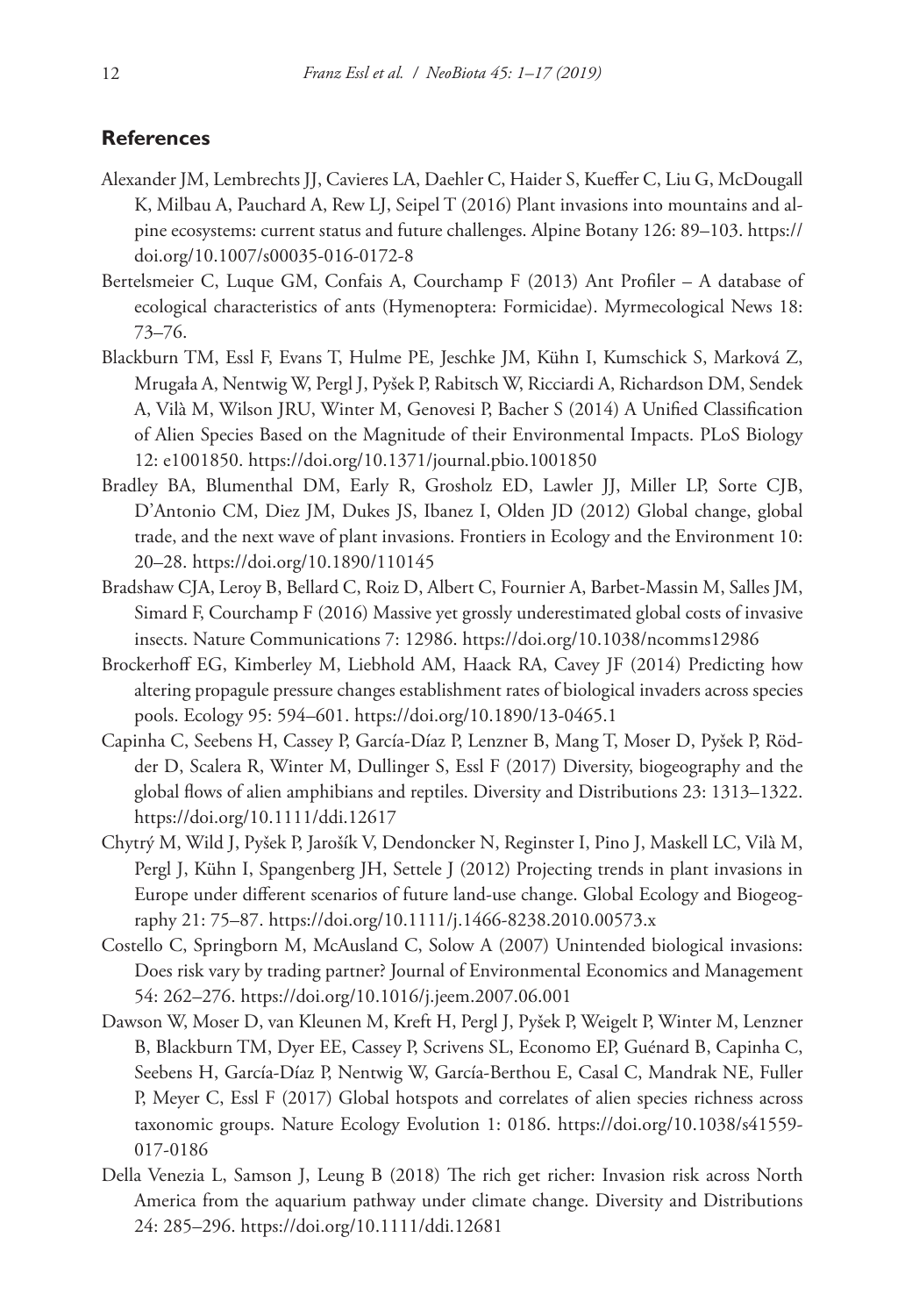## References

Alexander JM, Lembrechts JJ, Cavieres LA, Daehler C, Haider S, Kueffer C, Liu G, McDougall K, Milbau A, Pauchard A, Rew LJ, Seipel T (2016) Plant invasions into mountains and alpine ecosystems: current status and future challenges. Alpine Botany 126: 89–103. https://doi.org/10.1007/s00035-016-0172-8

Bertelsmeier C, Luque GM, Confais A, Courchamp F (2013) Ant Profiler – A database of ecological characteristics of ants (Hymenoptera: Formicidae). Myrmecological News 18: 73–76.

Blackburn TM, Essl F, Evans T, Hulme PE, Jeschke JM, Kühn I, Kumschick S, Marková Z, Mrugała A, Nentwig W, Pergl J, Pyšek P, Rabitsch W, Ricciardi A, Richardson DM, Sendek A, Vilà M, Wilson JRU, Winter M, Genovesi P, Bacher S (2014) A Unified Classification of Alien Species Based on the Magnitude of their Environmental Impacts. PLoS Biology 12: e1001850. https://doi.org/10.1371/journal.pbio.1001850

Bradley BA, Blumenthal DM, Early R, Grosholz ED, Lawler JJ, Miller LP, Sorte CJB, D'Antonio CM, Diez JM, Dukes JS, Ibanez I, Olden JD (2012) Global change, global trade, and the next wave of plant invasions. Frontiers in Ecology and the Environment 10: 20–28. https://doi.org/10.1890/110145

Bradshaw CJA, Leroy B, Bellard C, Roiz D, Albert C, Fournier A, Barbet-Massin M, Salles JM, Simard F, Courchamp F (2016) Massive yet grossly underestimated global costs of invasive insects. Nature Communications 7: 12986. https://doi.org/10.1038/ncomms12986

Brockerhoff EG, Kimberley M, Liebhold AM, Haack RA, Cavey JF (2014) Predicting how altering propagule pressure changes establishment rates of biological invaders across species pools. Ecology 95: 594–601. https://doi.org/10.1890/13-0465.1

Capinha C, Seebens H, Cassey P, García-Díaz P, Lenzner B, Mang T, Moser D, Pyšek P, Rödder D, Scalera R, Winter M, Dullinger S, Essl F (2017) Diversity, biogeography and the global flows of alien amphibians and reptiles. Diversity and Distributions 23: 1313–1322. https://doi.org/10.1111/ddi.12617

Chytrý M, Wild J, Pyšek P, Jarošík V, Dendoncker N, Reginster I, Pino J, Maskell LC, Vilà M, Pergl J, Kühn I, Spangenberg JH, Settele J (2012) Projecting trends in plant invasions in Europe under different scenarios of future land-use change. Global Ecology and Biogeography 21: 75–87. https://doi.org/10.1111/j.1466-8238.2010.00573.x

Costello C, Springborn M, McAusland C, Solow A (2007) Unintended biological invasions: Does risk vary by trading partner? Journal of Environmental Economics and Management 54: 262–276. https://doi.org/10.1016/j.jeem.2007.06.001

Dawson W, Moser D, van Kleunen M, Kreft H, Pergl J, Pyšek P, Weigelt P, Winter M, Lenzner B, Blackburn TM, Dyer EE, Cassey P, Scrivens SL, Economo EP, Guénard B, Capinha C, Seebens H, García-Díaz P, Nentwig W, García-Berthou E, Casal C, Mandrak NE, Fuller P, Meyer C, Essl F (2017) Global hotspots and correlates of alien species richness across taxonomic groups. Nature Ecology Evolution 1: 0186. https://doi.org/10.1038/s41559-017-0186

Della Venezia L, Samson J, Leung B (2018) The rich get richer: Invasion risk across North America from the aquarium pathway under climate change. Diversity and Distributions 24: 285–296. https://doi.org/10.1111/ddi.12681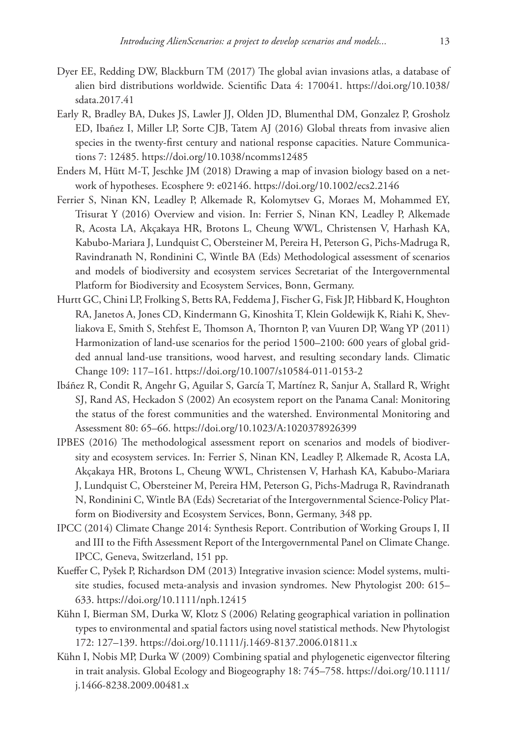Dyer EE, Redding DW, Blackburn TM (2017) The global avian invasions atlas, a database of alien bird distributions worldwide. Scientific Data 4: 170041. https://doi.org/10.1038/sdata.2017.41

Early R, Bradley BA, Dukes JS, Lawler JJ, Olden JD, Blumenthal DM, Gonzalez P, Grosholz ED, Ibañez I, Miller LP, Sorte CJB, Tatem AJ (2016) Global threats from invasive alien species in the twenty-first century and national response capacities. Nature Communications 7: 12485. https://doi.org/10.1038/ncomms12485

Enders M, Hütt M-T, Jeschke JM (2018) Drawing a map of invasion biology based on a network of hypotheses. Ecosphere 9: e02146. https://doi.org/10.1002/ecs2.2146

Ferrier S, Ninan KN, Leadley P, Alkemade R, Kolomytsev G, Moraes M, Mohammed EY, Trisurat Y (2016) Overview and vision. In: Ferrier S, Ninan KN, Leadley P, Alkemade R, Acosta LA, Akçakaya HR, Brotons L, Cheung WWL, Christensen V, Harhash KA, Kabubo-Mariara J, Lundquist C, Obersteiner M, Pereira H, Peterson G, Pichs-Madruga R, Ravindranath N, Rondinini C, Wintle BA (Eds) Methodological assessment of scenarios and models of biodiversity and ecosystem services Secretariat of the Intergovernmental Platform for Biodiversity and Ecosystem Services, Bonn, Germany.

Hurtt GC, Chini LP, Frolking S, Betts RA, Feddema J, Fischer G, Fisk JP, Hibbard K, Houghton RA, Janetos A, Jones CD, Kindermann G, Kinoshita T, Klein Goldewijk K, Riahi K, Shevliakova E, Smith S, Stehfest E, Thomson A, Thornton P, van Vuuren DP, Wang YP (2011) Harmonization of land-use scenarios for the period 1500–2100: 600 years of global gridded annual land-use transitions, wood harvest, and resulting secondary lands. Climatic Change 109: 117–161. https://doi.org/10.1007/s10584-011-0153-2

Ibáñez R, Condit R, Angehr G, Aguilar S, García T, Martínez R, Sanjur A, Stallard R, Wright SJ, Rand AS, Heckadon S (2002) An ecosystem report on the Panama Canal: Monitoring the status of the forest communities and the watershed. Environmental Monitoring and Assessment 80: 65–66. https://doi.org/10.1023/A:1020378926399

IPBES (2016) The methodological assessment report on scenarios and models of biodiversity and ecosystem services. In: Ferrier S, Ninan KN, Leadley P, Alkemade R, Acosta LA, Akçakaya HR, Brotons L, Cheung WWL, Christensen V, Harhash KA, Kabubo-Mariara J, Lundquist C, Obersteiner M, Pereira HM, Peterson G, Pichs-Madruga R, Ravindranath N, Rondinini C, Wintle BA (Eds) Secretariat of the Intergovernmental Science-Policy Platform on Biodiversity and Ecosystem Services, Bonn, Germany, 348 pp.

IPCC (2014) Climate Change 2014: Synthesis Report. Contribution of Working Groups I, II and III to the Fifth Assessment Report of the Intergovernmental Panel on Climate Change. IPCC, Geneva, Switzerland, 151 pp.

Kueffer C, Pyšek P, Richardson DM (2013) Integrative invasion science: Model systems, multi-site studies, focused meta-analysis and invasion syndromes. New Phytologist 200: 615–633. https://doi.org/10.1111/nph.12415

Kühn I, Bierman SM, Durka W, Klotz S (2006) Relating geographical variation in pollination types to environmental and spatial factors using novel statistical methods. New Phytologist 172: 127–139. https://doi.org/10.1111/j.1469-8137.2006.01811.x

Kühn I, Nobis MP, Durka W (2009) Combining spatial and phylogenetic eigenvector filtering in trait analysis. Global Ecology and Biogeography 18: 745–758. https://doi.org/10.1111/j.1466-8238.2009.00481.x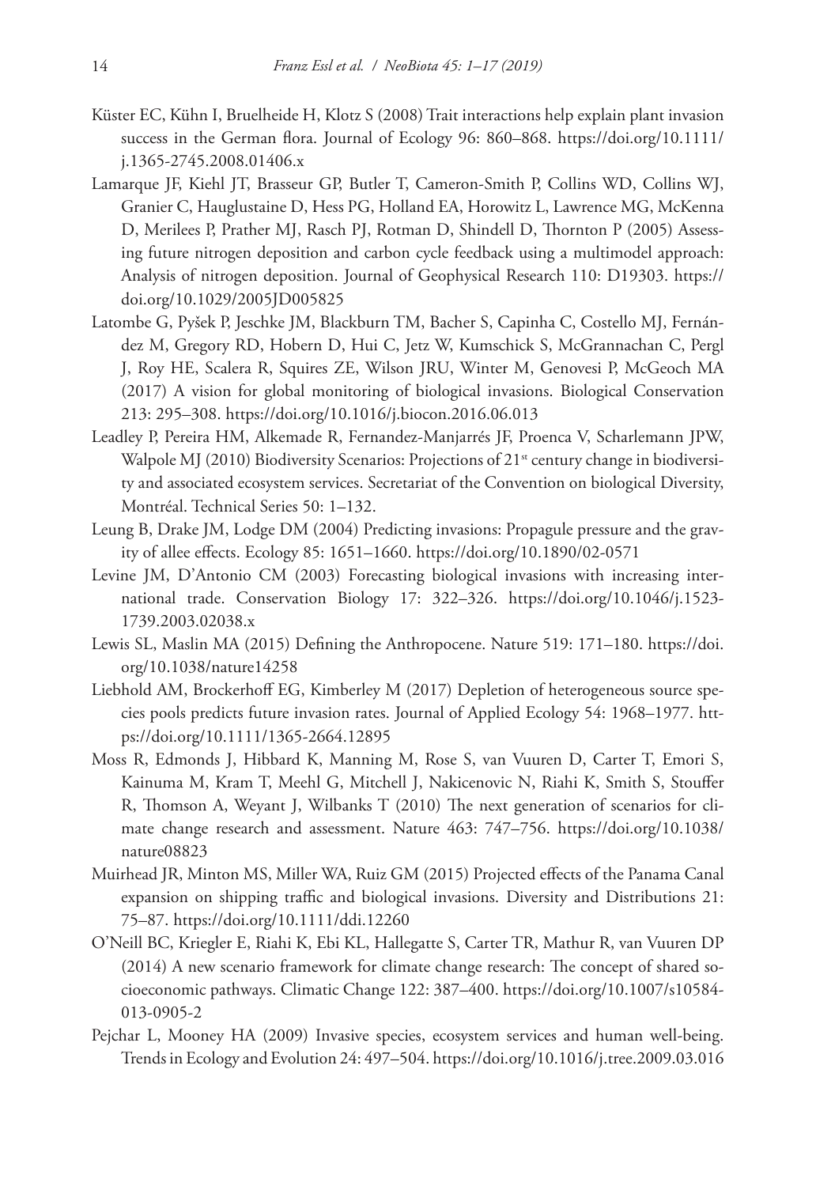Küster EC, Kühn I, Bruelheide H, Klotz S (2008) Trait interactions help explain plant invasion success in the German flora. Journal of Ecology 96: 860–868. https://doi.org/10.1111/j.1365-2745.2008.01406.x

Lamarque JF, Kiehl JT, Brasseur GP, Butler T, Cameron-Smith P, Collins WD, Collins WJ, Granier C, Hauglustaine D, Hess PG, Holland EA, Horowitz L, Lawrence MG, McKenna D, Merilees P, Prather MJ, Rasch PJ, Rotman D, Shindell D, Thornton P (2005) Assessing future nitrogen deposition and carbon cycle feedback using a multimodel approach: Analysis of nitrogen deposition. Journal of Geophysical Research 110: D19303. https://doi.org/10.1029/2005JD005825

Latombe G, Pyšek P, Jeschke JM, Blackburn TM, Bacher S, Capinha C, Costello MJ, Fernández M, Gregory RD, Hobern D, Hui C, Jetz W, Kumschick S, McGrannachan C, Pergl J, Roy HE, Scalera R, Squires ZE, Wilson JRU, Winter M, Genovesi P, McGeoch MA (2017) A vision for global monitoring of biological invasions. Biological Conservation 213: 295–308. https://doi.org/10.1016/j.biocon.2016.06.013

Leadley P, Pereira HM, Alkemade R, Fernandez-Manjarrés JF, Proenca V, Scharlemann JPW, Walpole MJ (2010) Biodiversity Scenarios: Projections of 21st century change in biodiversity and associated ecosystem services. Secretariat of the Convention on biological Diversity, Montréal. Technical Series 50: 1–132.

Leung B, Drake JM, Lodge DM (2004) Predicting invasions: Propagule pressure and the gravity of allee effects. Ecology 85: 1651–1660. https://doi.org/10.1890/02-0571

Levine JM, D'Antonio CM (2003) Forecasting biological invasions with increasing international trade. Conservation Biology 17: 322–326. https://doi.org/10.1046/j.1523-1739.2003.02038.x

Lewis SL, Maslin MA (2015) Defining the Anthropocene. Nature 519: 171–180. https://doi.org/10.1038/nature14258

Liebhold AM, Brockerhoff EG, Kimberley M (2017) Depletion of heterogeneous source species pools predicts future invasion rates. Journal of Applied Ecology 54: 1968–1977. https://doi.org/10.1111/1365-2664.12895

Moss R, Edmonds J, Hibbard K, Manning M, Rose S, van Vuuren D, Carter T, Emori S, Kainuma M, Kram T, Meehl G, Mitchell J, Nakicenovic N, Riahi K, Smith S, Stouffer R, Thomson A, Weyant J, Wilbanks T (2010) The next generation of scenarios for climate change research and assessment. Nature 463: 747–756. https://doi.org/10.1038/nature08823

Muirhead JR, Minton MS, Miller WA, Ruiz GM (2015) Projected effects of the Panama Canal expansion on shipping traffic and biological invasions. Diversity and Distributions 21: 75–87. https://doi.org/10.1111/ddi.12260

O'Neill BC, Kriegler E, Riahi K, Ebi KL, Hallegatte S, Carter TR, Mathur R, van Vuuren DP (2014) A new scenario framework for climate change research: The concept of shared socioeconomic pathways. Climatic Change 122: 387–400. https://doi.org/10.1007/s10584-013-0905-2

Pejchar L, Mooney HA (2009) Invasive species, ecosystem services and human well-being. Trends in Ecology and Evolution 24: 497–504. https://doi.org/10.1016/j.tree.2009.03.016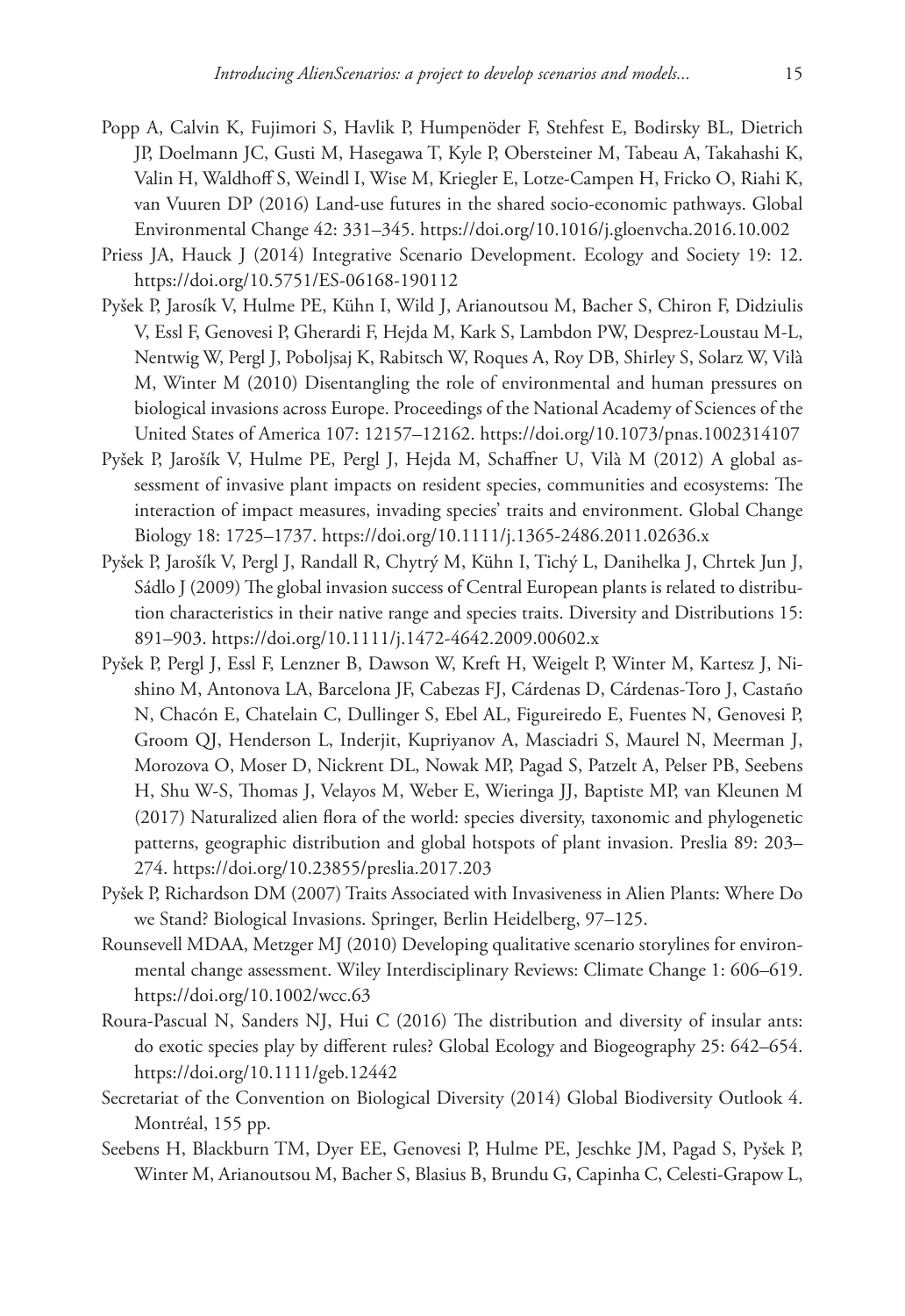Popp A, Calvin K, Fujimori S, Havlik P, Humpenöder F, Stehfest E, Bodirsky BL, Dietrich JP, Doelmann JC, Gusti M, Hasegawa T, Kyle P, Obersteiner M, Tabeau A, Takahashi K, Valin H, Waldhoff S, Weindl I, Wise M, Kriegler E, Lotze-Campen H, Fricko O, Riahi K, van Vuuren DP (2016) Land-use futures in the shared socio-economic pathways. Global Environmental Change 42: 331–345. https://doi.org/10.1016/j.gloenvcha.2016.10.002

Priess JA, Hauck J (2014) Integrative Scenario Development. Ecology and Society 19: 12. https://doi.org/10.5751/ES-06168-190112

Pyšek P, Jarosík V, Hulme PE, Kühn I, Wild J, Arianoutsou M, Bacher S, Chiron F, Didziulis V, Essl F, Genovesi P, Gherardi F, Hejda M, Kark S, Lambdon PW, Desprez-Loustau M-L, Nentwig W, Pergl J, Poboljsaj K, Rabitsch W, Roques A, Roy DB, Shirley S, Solarz W, Vilà M, Winter M (2010) Disentangling the role of environmental and human pressures on biological invasions across Europe. Proceedings of the National Academy of Sciences of the United States of America 107: 12157–12162. https://doi.org/10.1073/pnas.1002314107

Pyšek P, Jarošík V, Hulme PE, Pergl J, Hejda M, Schaffner U, Vilà M (2012) A global assessment of invasive plant impacts on resident species, communities and ecosystems: The interaction of impact measures, invading species' traits and environment. Global Change Biology 18: 1725–1737. https://doi.org/10.1111/j.1365-2486.2011.02636.x

Pyšek P, Jarošík V, Pergl J, Randall R, Chytrý M, Kühn I, Tichý L, Danihelka J, Chrtek Jun J, Sádlo J (2009) The global invasion success of Central European plants is related to distribution characteristics in their native range and species traits. Diversity and Distributions 15: 891–903. https://doi.org/10.1111/j.1472-4642.2009.00602.x

Pyšek P, Pergl J, Essl F, Lenzner B, Dawson W, Kreft H, Weigelt P, Winter M, Kartesz J, Nishino M, Antonova LA, Barcelona JF, Cabezas FJ, Cárdenas D, Cárdenas-Toro J, Castaño N, Chacón E, Chatelain C, Dullinger S, Ebel AL, Figureiredo E, Fuentes N, Genovesi P, Groom QJ, Henderson L, Inderjit, Kupriyanov A, Masciadri S, Maurel N, Meerman J, Morozova O, Moser D, Nickrent DL, Nowak MP, Pagad S, Patzelt A, Pelser PB, Seebens H, Shu W-S, Thomas J, Velayos M, Weber E, Wieringa JJ, Baptiste MP, van Kleunen M (2017) Naturalized alien flora of the world: species diversity, taxonomic and phylogenetic patterns, geographic distribution and global hotspots of plant invasion. Preslia 89: 203–274. https://doi.org/10.23855/preslia.2017.203

Pyšek P, Richardson DM (2007) Traits Associated with Invasiveness in Alien Plants: Where Do we Stand? Biological Invasions. Springer, Berlin Heidelberg, 97–125.

Rounsevell MDAA, Metzger MJ (2010) Developing qualitative scenario storylines for environmental change assessment. Wiley Interdisciplinary Reviews: Climate Change 1: 606–619. https://doi.org/10.1002/wcc.63

Roura-Pascual N, Sanders NJ, Hui C (2016) The distribution and diversity of insular ants: do exotic species play by different rules? Global Ecology and Biogeography 25: 642–654. https://doi.org/10.1111/geb.12442

Secretariat of the Convention on Biological Diversity (2014) Global Biodiversity Outlook 4. Montréal, 155 pp.

Seebens H, Blackburn TM, Dyer EE, Genovesi P, Hulme PE, Jeschke JM, Pagad S, Pyšek P, Winter M, Arianoutsou M, Bacher S, Blasius B, Brundu G, Capinha C, Celesti-Grapow L,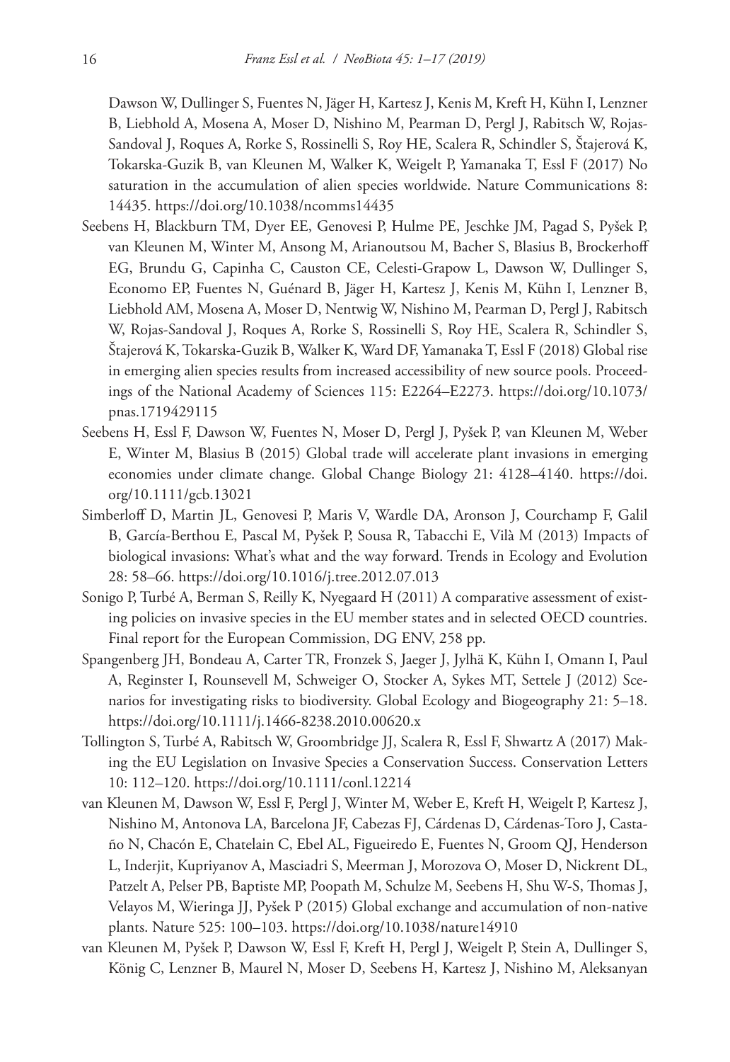Dawson W, Dullinger S, Fuentes N, Jäger H, Kartesz J, Kenis M, Kreft H, Kühn I, Lenzner B, Liebhold A, Mosena A, Moser D, Nishino M, Pearman D, Pergl J, Rabitsch W, Rojas-Sandoval J, Roques A, Rorke S, Rossinelli S, Roy HE, Scalera R, Schindler S, Štajerová K, Tokarska-Guzik B, van Kleunen M, Walker K, Weigelt P, Yamanaka T, Essl F (2017) No saturation in the accumulation of alien species worldwide. Nature Communications 8: 14435. https://doi.org/10.1038/ncomms14435

Seebens H, Blackburn TM, Dyer EE, Genovesi P, Hulme PE, Jeschke JM, Pagad S, Pyšek P, van Kleunen M, Winter M, Ansong M, Arianoutsou M, Bacher S, Blasius B, Brockerhoff EG, Brundu G, Capinha C, Causton CE, Celesti-Grapow L, Dawson W, Dullinger S, Economo EP, Fuentes N, Guénard B, Jäger H, Kartesz J, Kenis M, Kühn I, Lenzner B, Liebhold AM, Mosena A, Moser D, Nentwig W, Nishino M, Pearman D, Pergl J, Rabitsch W, Rojas-Sandoval J, Roques A, Rorke S, Rossinelli S, Roy HE, Scalera R, Schindler S, Štajerová K, Tokarska-Guzik B, Walker K, Ward DF, Yamanaka T, Essl F (2018) Global rise in emerging alien species results from increased accessibility of new source pools. Proceedings of the National Academy of Sciences 115: E2264–E2273. https://doi.org/10.1073/pnas.1719429115

Seebens H, Essl F, Dawson W, Fuentes N, Moser D, Pergl J, Pyšek P, van Kleunen M, Weber E, Winter M, Blasius B (2015) Global trade will accelerate plant invasions in emerging economies under climate change. Global Change Biology 21: 4128–4140. https://doi.org/10.1111/gcb.13021

Simberloff D, Martin JL, Genovesi P, Maris V, Wardle DA, Aronson J, Courchamp F, Galil B, García-Berthou E, Pascal M, Pyšek P, Sousa R, Tabacchi E, Vilà M (2013) Impacts of biological invasions: What's what and the way forward. Trends in Ecology and Evolution 28: 58–66. https://doi.org/10.1016/j.tree.2012.07.013

Sonigo P, Turbé A, Berman S, Reilly K, Nyegaard H (2011) A comparative assessment of existing policies on invasive species in the EU member states and in selected OECD countries. Final report for the European Commission, DG ENV, 258 pp.

Spangenberg JH, Bondeau A, Carter TR, Fronzek S, Jaeger J, Jylhä K, Kühn I, Omann I, Paul A, Reginster I, Rounsevell M, Schweiger O, Stocker A, Sykes MT, Settele J (2012) Scenarios for investigating risks to biodiversity. Global Ecology and Biogeography 21: 5–18. https://doi.org/10.1111/j.1466-8238.2010.00620.x

Tollington S, Turbé A, Rabitsch W, Groombridge JJ, Scalera R, Essl F, Shwartz A (2017) Making the EU Legislation on Invasive Species a Conservation Success. Conservation Letters 10: 112–120. https://doi.org/10.1111/conl.12214

van Kleunen M, Dawson W, Essl F, Pergl J, Winter M, Weber E, Kreft H, Weigelt P, Kartesz J, Nishino M, Antonova LA, Barcelona JF, Cabezas FJ, Cárdenas D, Cárdenas-Toro J, Castaño N, Chacón E, Chatelain C, Ebel AL, Figueiredo E, Fuentes N, Groom QJ, Henderson L, Inderjit, Kupriyanov A, Masciadri S, Meerman J, Morozova O, Moser D, Nickrent DL, Patzelt A, Pelser PB, Baptiste MP, Poopath M, Schulze M, Seebens H, Shu W-S, Thomas J, Velayos M, Wieringa JJ, Pyšek P (2015) Global exchange and accumulation of non-native plants. Nature 525: 100–103. https://doi.org/10.1038/nature14910

van Kleunen M, Pyšek P, Dawson W, Essl F, Kreft H, Pergl J, Weigelt P, Stein A, Dullinger S, König C, Lenzner B, Maurel N, Moser D, Seebens H, Kartesz J, Nishino M, Aleksanyan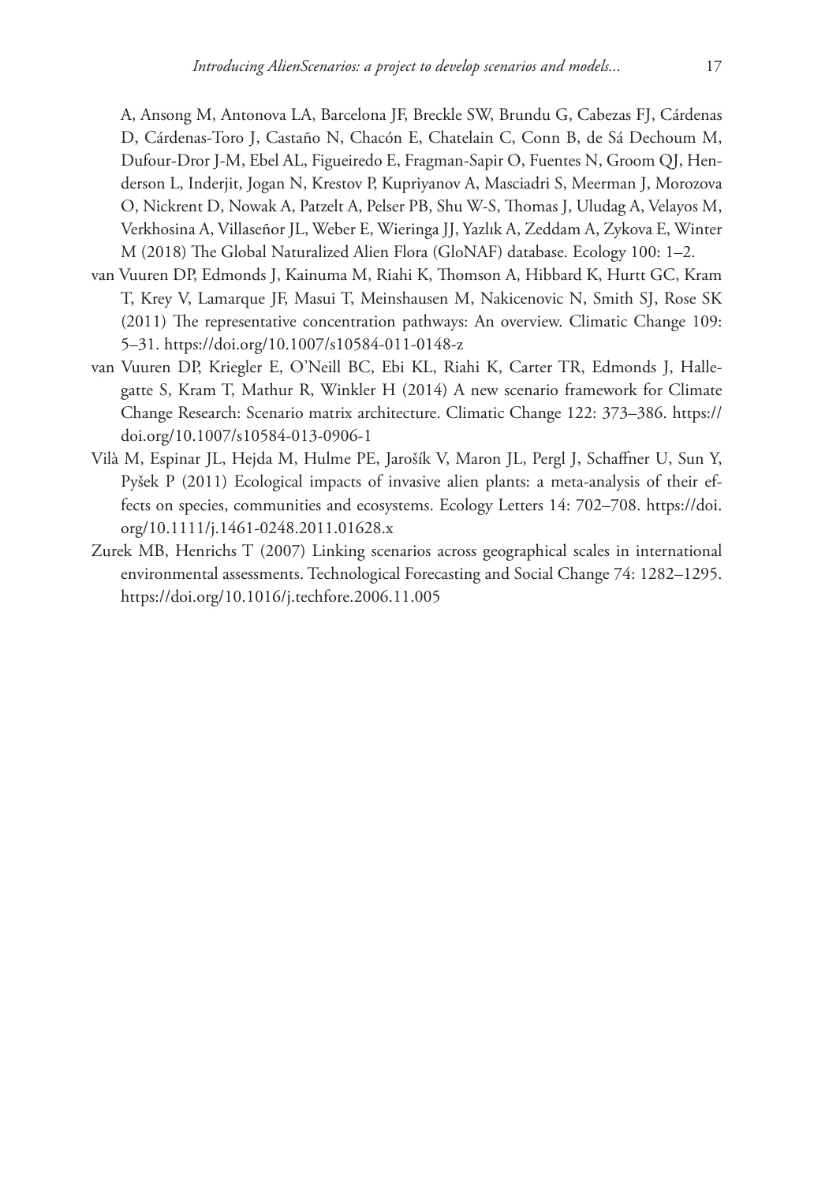A, Ansong M, Antonova LA, Barcelona JF, Breckle SW, Brundu G, Cabezas FJ, Cárdenas D, Cárdenas-Toro J, Castaño N, Chacón E, Chatelain C, Conn B, de Sá Dechoum M, Dufour-Dror J-M, Ebel AL, Figueiredo E, Fragman-Sapir O, Fuentes N, Groom QJ, Henderson L, Inderjit, Jogan N, Krestov P, Kupriyanov A, Masciadri S, Meerman J, Morozova O, Nickrent D, Nowak A, Patzelt A, Pelser PB, Shu W-S, Thomas J, Uludag A, Velayos M, Verkhosina A, Villaseñor JL, Weber E, Wieringa JJ, Yazlık A, Zeddam A, Zykova E, Winter M (2018) The Global Naturalized Alien Flora (GloNAF) database. Ecology 100: 1–2.

van Vuuren DP, Edmonds J, Kainuma M, Riahi K, Thomson A, Hibbard K, Hurtt GC, Kram T, Krey V, Lamarque JF, Masui T, Meinshausen M, Nakicenovic N, Smith SJ, Rose SK (2011) The representative concentration pathways: An overview. Climatic Change 109: 5–31. https://doi.org/10.1007/s10584-011-0148-z

van Vuuren DP, Kriegler E, O'Neill BC, Ebi KL, Riahi K, Carter TR, Edmonds J, Hallegatte S, Kram T, Mathur R, Winkler H (2014) A new scenario framework for Climate Change Research: Scenario matrix architecture. Climatic Change 122: 373–386. https://doi.org/10.1007/s10584-013-0906-1

Vilà M, Espinar JL, Hejda M, Hulme PE, Jarošík V, Maron JL, Pergl J, Schaffner U, Sun Y, Pyšek P (2011) Ecological impacts of invasive alien plants: a meta-analysis of their effects on species, communities and ecosystems. Ecology Letters 14: 702–708. https://doi.org/10.1111/j.1461-0248.2011.01628.x

Zurek MB, Henrichs T (2007) Linking scenarios across geographical scales in international environmental assessments. Technological Forecasting and Social Change 74: 1282–1295. https://doi.org/10.1016/j.techfore.2006.11.005